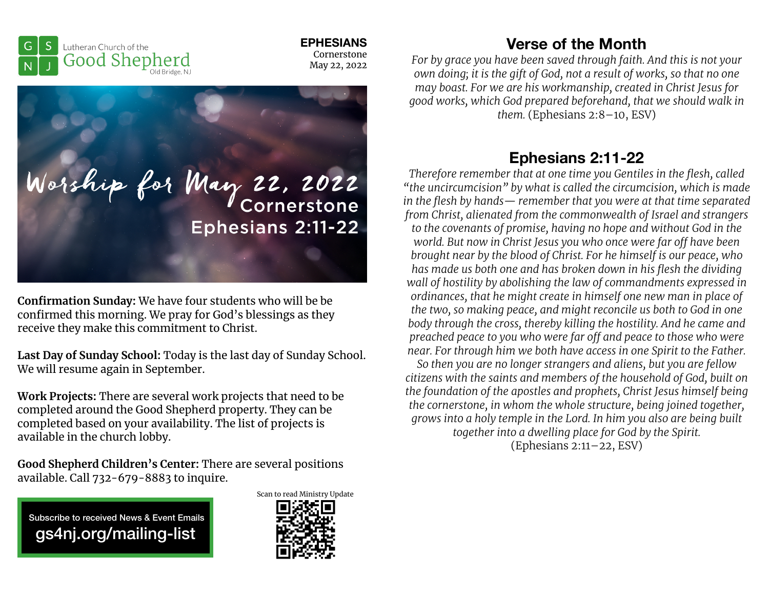Lutheran Church of the Good Shepherd
Old Bridge, NJ

**EPHESIANS**
Cornerstone
May 22, 2022

# Worship for May 22, 2022
## Cornerstone
## Ephesians 2:11-22

**Confirmation Sunday:** We have four students who will be be confirmed this morning. We pray for God's blessings as they receive they make this commitment to Christ.

**Last Day of Sunday School:** Today is the last day of Sunday School. We will resume again in September.

**Work Projects:** There are several work projects that need to be completed around the Good Shepherd property. They can be completed based on your availability. The list of projects is available in the church lobby.

**Good Shepherd Children's Center:** There are several positions available. Call 732-679-8883 to inquire.

Subscribe to received News & Event Emails
gs4nj.org/mailing-list

Scan to read Ministry Update

## Verse of the Month

*For by grace you have been saved through faith. And this is not your own doing; it is the gift of God, not a result of works, so that no one may boast. For we are his workmanship, created in Christ Jesus for good works, which God prepared beforehand, that we should walk in them.* (Ephesians 2:8–10, ESV)

## Ephesians 2:11-22

*Therefore remember that at one time you Gentiles in the flesh, called "the uncircumcision" by what is called the circumcision, which is made in the flesh by hands— remember that you were at that time separated from Christ, alienated from the commonwealth of Israel and strangers to the covenants of promise, having no hope and without God in the world. But now in Christ Jesus you who once were far off have been brought near by the blood of Christ. For he himself is our peace, who has made us both one and has broken down in his flesh the dividing wall of hostility by abolishing the law of commandments expressed in ordinances, that he might create in himself one new man in place of the two, so making peace, and might reconcile us both to God in one body through the cross, thereby killing the hostility. And he came and preached peace to you who were far off and peace to those who were near. For through him we both have access in one Spirit to the Father. So then you are no longer strangers and aliens, but you are fellow citizens with the saints and members of the household of God, built on the foundation of the apostles and prophets, Christ Jesus himself being the cornerstone, in whom the whole structure, being joined together, grows into a holy temple in the Lord. In him you also are being built together into a dwelling place for God by the Spirit.*
(Ephesians 2:11–22, ESV)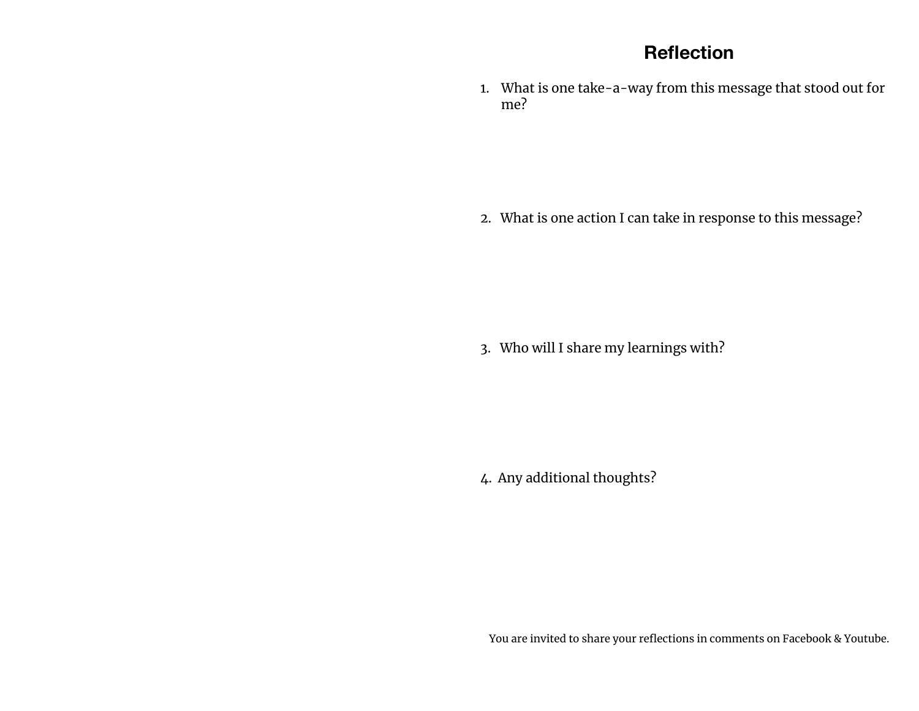# Reflection

1. What is one take-a-way from this message that stood out for me?

2. What is one action I can take in response to this message?

3. Who will I share my learnings with?

4. Any additional thoughts?

You are invited to share your reflections in comments on Facebook & Youtube.